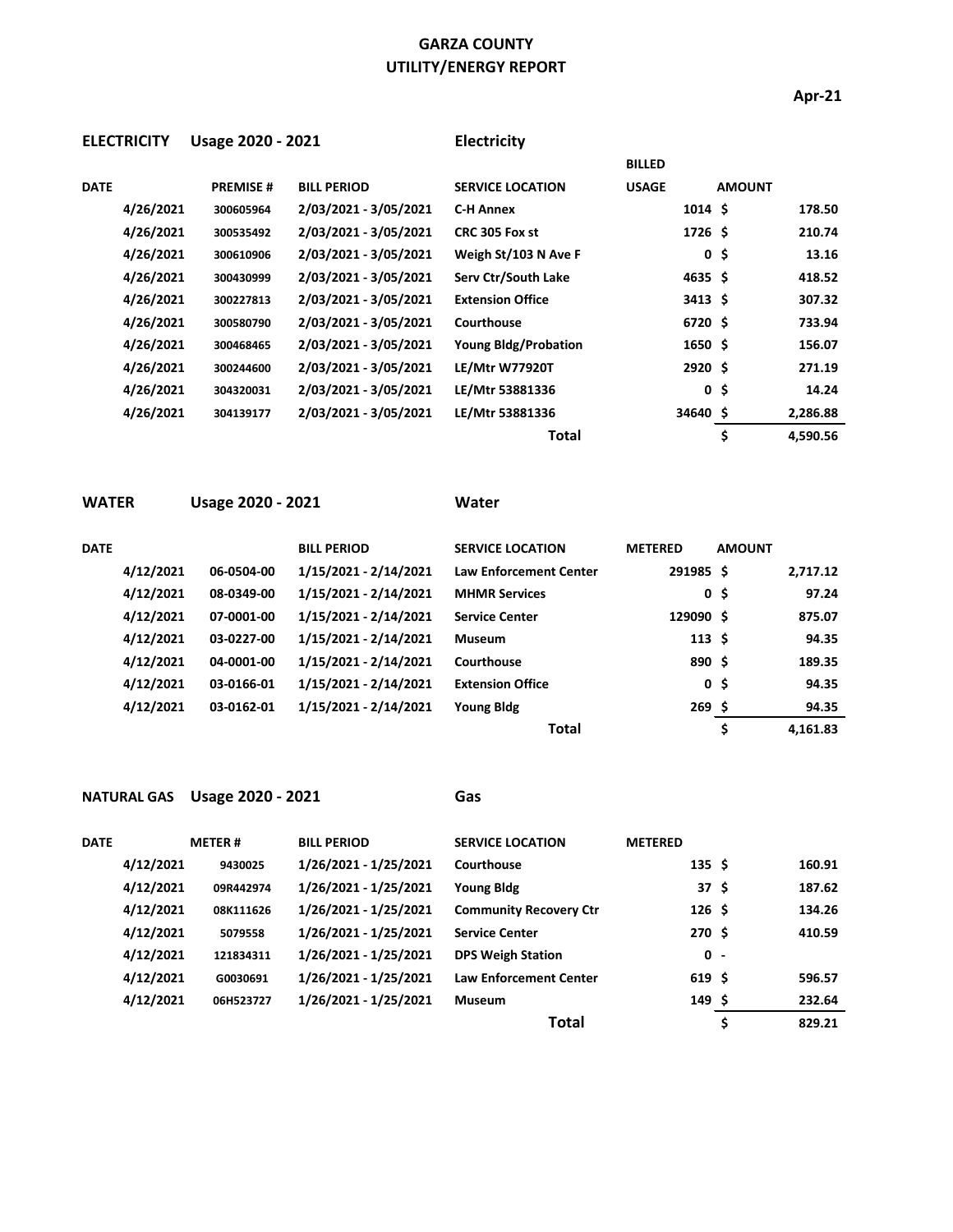# GARZA COUNTY
## UTILITY/ENERGY REPORT

**Apr-21**

**ELECTRICITY** **Usage 2020 - 2021** **Electricity**

| DATE | PREMISE # | BILL PERIOD | SERVICE LOCATION | BILLED USAGE | AMOUNT | |
|---|---|---|---|---|---|---|
| 4/26/2021 | 300605964 | 2/03/2021 - 3/05/2021 | C-H Annex | 1014 | $ | 178.50 |
| 4/26/2021 | 300535492 | 2/03/2021 - 3/05/2021 | CRC 305 Fox st | 1726 | $ | 210.74 |
| 4/26/2021 | 300610906 | 2/03/2021 - 3/05/2021 | Weigh St/103 N Ave F | 0 | $ | 13.16 |
| 4/26/2021 | 300430999 | 2/03/2021 - 3/05/2021 | Serv Ctr/South Lake | 4635 | $ | 418.52 |
| 4/26/2021 | 300227813 | 2/03/2021 - 3/05/2021 | Extension Office | 3413 | $ | 307.32 |
| 4/26/2021 | 300580790 | 2/03/2021 - 3/05/2021 | Courthouse | 6720 | $ | 733.94 |
| 4/26/2021 | 300468465 | 2/03/2021 - 3/05/2021 | Young Bldg/Probation | 1650 | $ | 156.07 |
| 4/26/2021 | 300244600 | 2/03/2021 - 3/05/2021 | LE/Mtr W77920T | 2920 | $ | 271.19 |
| 4/26/2021 | 304320031 | 2/03/2021 - 3/05/2021 | LE/Mtr 53881336 | 0 | $ | 14.24 |
| 4/26/2021 | 304139177 | 2/03/2021 - 3/05/2021 | LE/Mtr 53881336 | 34640 | $ | 2,286.88 |
| | | | **Total** | | $ | 4,590.56 |

**WATER** **Usage 2020 - 2021** **Water**

| DATE | | BILL PERIOD | SERVICE LOCATION | METERED | AMOUNT | |
|---|---|---|---|---|---|---|
| 4/12/2021 | 06-0504-00 | 1/15/2021 - 2/14/2021 | Law Enforcement Center | 291985 | $ | 2,717.12 |
| 4/12/2021 | 08-0349-00 | 1/15/2021 - 2/14/2021 | MHMR Services | 0 | $ | 97.24 |
| 4/12/2021 | 07-0001-00 | 1/15/2021 - 2/14/2021 | Service Center | 129090 | $ | 875.07 |
| 4/12/2021 | 03-0227-00 | 1/15/2021 - 2/14/2021 | Museum | 113 | $ | 94.35 |
| 4/12/2021 | 04-0001-00 | 1/15/2021 - 2/14/2021 | Courthouse | 890 | $ | 189.35 |
| 4/12/2021 | 03-0166-01 | 1/15/2021 - 2/14/2021 | Extension Office | 0 | $ | 94.35 |
| 4/12/2021 | 03-0162-01 | 1/15/2021 - 2/14/2021 | Young Bldg | 269 | $ | 94.35 |
| | | | **Total** | | $ | 4,161.83 |

**NATURAL GAS** **Usage 2020 - 2021** **Gas**

| DATE | METER # | BILL PERIOD | SERVICE LOCATION | METERED | | |
|---|---|---|---|---|---|---|
| 4/12/2021 | 9430025 | 1/26/2021 - 1/25/2021 | Courthouse | 135 | $ | 160.91 |
| 4/12/2021 | 09R442974 | 1/26/2021 - 1/25/2021 | Young Bldg | 37 | $ | 187.62 |
| 4/12/2021 | 08K111626 | 1/26/2021 - 1/25/2021 | Community Recovery Ctr | 126 | $ | 134.26 |
| 4/12/2021 | 5079558 | 1/26/2021 - 1/25/2021 | Service Center | 270 | $ | 410.59 |
| 4/12/2021 | 121834311 | 1/26/2021 - 1/25/2021 | DPS Weigh Station | 0 | - | |
| 4/12/2021 | G0030691 | 1/26/2021 - 1/25/2021 | Law Enforcement Center | 619 | $ | 596.57 |
| 4/12/2021 | 06H523727 | 1/26/2021 - 1/25/2021 | Museum | 149 | $ | 232.64 |
| | | | **Total** | | $ | 829.21 |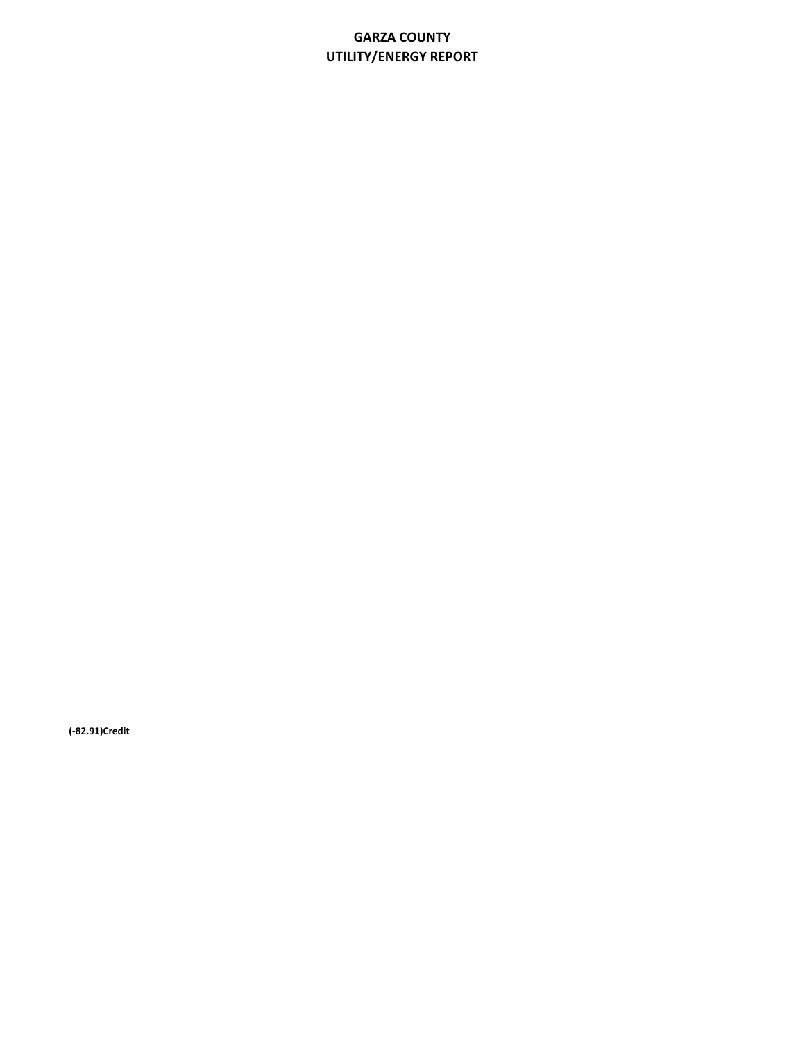**GARZA COUNTY**
**UTILITY/ENERGY REPORT**

**(-82.91)Credit**